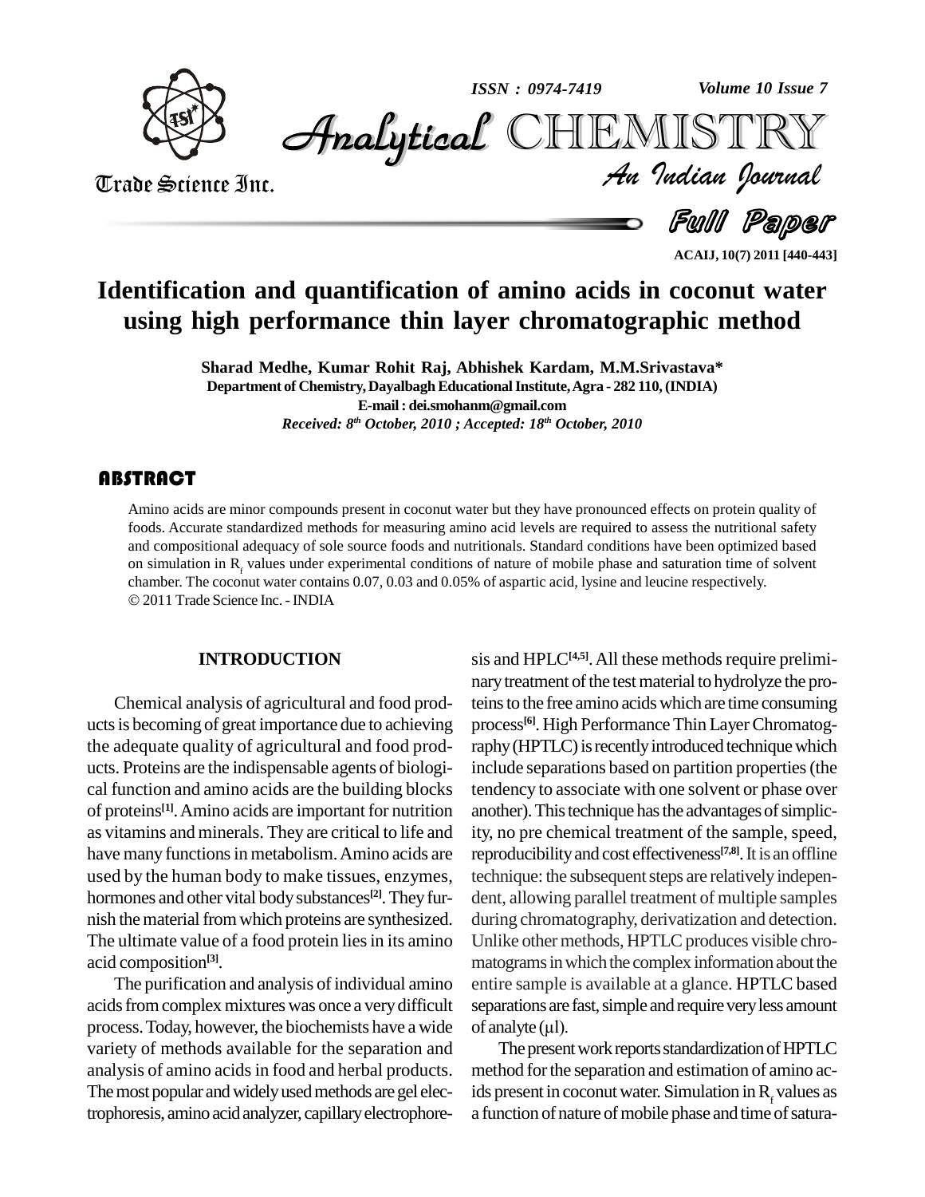# Identification and quantification of amino acids in coconut water using high performance thin layer chromatographic method

**Sharad Medhe, Kumar Rohit Raj, Abhishek Kardam, M.M.Srivastava***

**Department of Chemistry, Dayalbagh Educational Institute, Agra - 282 110, (INDIA)**

**E-mail : dei.smohanm@gmail.com**

*Received: 8th October, 2010 ; Accepted: 18th October, 2010*

## ABSTRACT

Amino acids are minor compounds present in coconut water but they have pronounced effects on protein quality of foods. Accurate standardized methods for measuring amino acid levels are required to assess the nutritional safety and compositional adequacy of sole source foods and nutritionals. Standard conditions have been optimized based on simulation in $R_f$ values under experimental conditions of nature of mobile phase and saturation time of solvent chamber. The coconut water contains 0.07, 0.03 and 0.05% of aspartic acid, lysine and leucine respectively.

© 2011 Trade Science Inc. - INDIA

## INTRODUCTION

Chemical analysis of agricultural and food products is becoming of great importance due to achieving the adequate quality of agricultural and food products. Proteins are the indispensable agents of biological function and amino acids are the building blocks of proteins[1]. Amino acids are important for nutrition as vitamins and minerals. They are critical to life and have many functions in metabolism. Amino acids are used by the human body to make tissues, enzymes, hormones and other vital body substances[2]. They furnish the material from which proteins are synthesized. The ultimate value of a food protein lies in its amino acid composition[3].

The purification and analysis of individual amino acids from complex mixtures was once a very difficult process. Today, however, the biochemists have a wide variety of methods available for the separation and analysis of amino acids in food and herbal products. The most popular and widely used methods are gel electrophoresis, amino acid analyzer, capillary electrophoresis and HPLC[4,5]. All these methods require preliminary treatment of the test material to hydrolyze the proteins to the free amino acids which are time consuming process[6]. High Performance Thin Layer Chromatography (HPTLC) is recently introduced technique which include separations based on partition properties (the tendency to associate with one solvent or phase over another). This technique has the advantages of simplicity, no pre chemical treatment of the sample, speed, reproducibility and cost effectiveness[7,8]. It is an offline technique: the subsequent steps are relatively independent, allowing parallel treatment of multiple samples during chromatography, derivatization and detection. Unlike other methods, HPTLC produces visible chromatograms in which the complex information about the entire sample is available at a glance. HPTLC based separations are fast, simple and require very less amount of analyte (µl).

The present work reports standardization of HPTLC method for the separation and estimation of amino acids present in coconut water. Simulation in $R_f$ values as a function of nature of mobile phase and time of satura-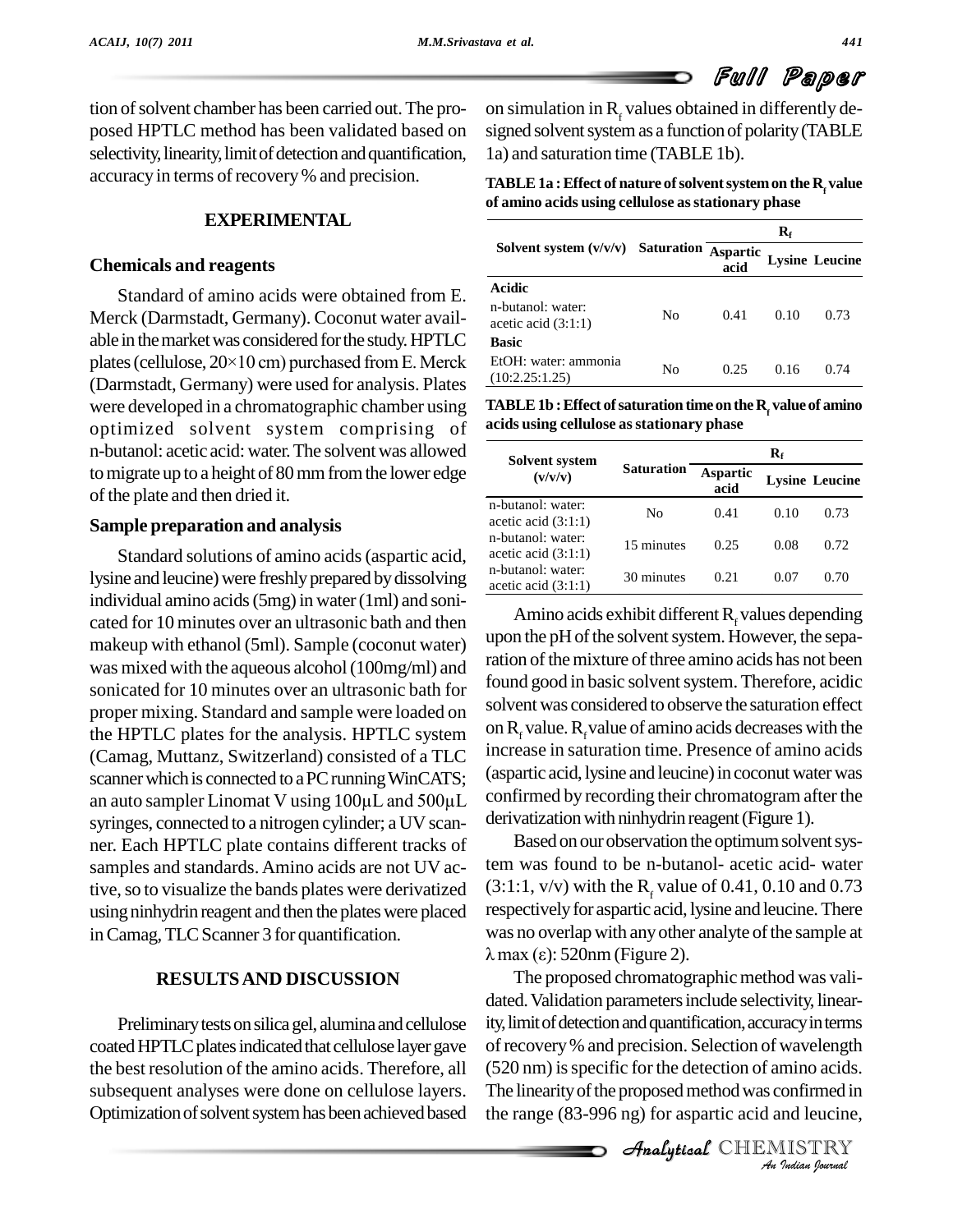tion of solvent chamber has been carried out. The proposed HPTLC method has been validated based on selectivity, linearity, limit of detection and quantification, accuracy in terms of recovery % and precision.

## EXPERIMENTAL

### Chemicals and reagents

Standard of amino acids were obtained from E. Merck (Darmstadt, Germany). Coconut water available in the market was considered for the study. HPTLC plates (cellulose, 20×10 cm) purchased from E. Merck (Darmstadt, Germany) were used for analysis. Plates were developed in a chromatographic chamber using optimized solvent system comprising of n-butanol: acetic acid: water. The solvent was allowed to migrate up to a height of 80 mm from the lower edge of the plate and then dried it.

### Sample preparation and analysis

Standard solutions of amino acids (aspartic acid, lysine and leucine) were freshly prepared by dissolving individual amino acids (5mg) in water (1ml) and sonicated for 10 minutes over an ultrasonic bath and then makeup with ethanol (5ml). Sample (coconut water) was mixed with the aqueous alcohol (100mg/ml) and sonicated for 10 minutes over an ultrasonic bath for proper mixing. Standard and sample were loaded on the HPTLC plates for the analysis. HPTLC system (Camag, Muttanz, Switzerland) consisted of a TLC scanner which is connected to a PC running WinCATS; an auto sampler Linomat V using 100µL and 500µL syringes, connected to a nitrogen cylinder; a UV scanner. Each HPTLC plate contains different tracks of samples and standards. Amino acids are not UV active, so to visualize the bands plates were derivatized using ninhydrin reagent and then the plates were placed in Camag, TLC Scanner 3 for quantification.

## RESULTS AND DISCUSSION

Preliminary tests on silica gel, alumina and cellulose coated HPTLC plates indicated that cellulose layer gave the best resolution of the amino acids. Therefore, all subsequent analyses were done on cellulose layers. Optimization of solvent system has been achieved based on simulation in $R_f$ values obtained in differently designed solvent system as a function of polarity (TABLE 1a) and saturation time (TABLE 1b).

**TABLE 1a : Effect of nature of solvent system on the $R_f$ value of amino acids using cellulose as stationary phase**

| Solvent system (v/v/v) | Saturation | $R_f$ | | |
|---|---|---|---|---|
| | | Aspartic acid | Lysine | Leucine |
| **Acidic** | | | | |
| n-butanol: water: acetic acid (3:1:1) | No | 0.41 | 0.10 | 0.73 |
| **Basic** | | | | |
| EtOH: water: ammonia (10:2.25:1.25) | No | 0.25 | 0.16 | 0.74 |

**TABLE 1b : Effect of saturation time on the $R_f$ value of amino acids using cellulose as stationary phase**

| Solvent system (v/v/v) | Saturation | $R_f$ | | |
|---|---|---|---|---|
| | | Aspartic acid | Lysine | Leucine |
| n-butanol: water: acetic acid (3:1:1) | No | 0.41 | 0.10 | 0.73 |
| n-butanol: water: acetic acid (3:1:1) | 15 minutes | 0.25 | 0.08 | 0.72 |
| n-butanol: water: acetic acid (3:1:1) | 30 minutes | 0.21 | 0.07 | 0.70 |

Amino acids exhibit different $R_f$ values depending upon the pH of the solvent system. However, the separation of the mixture of three amino acids has not been found good in basic solvent system. Therefore, acidic solvent was considered to observe the saturation effect on $R_f$ value. $R_f$ value of amino acids decreases with the increase in saturation time. Presence of amino acids (aspartic acid, lysine and leucine) in coconut water was confirmed by recording their chromatogram after the derivatization with ninhydrin reagent (Figure 1).

Based on our observation the optimum solvent system was found to be n-butanol- acetic acid- water (3:1:1, v/v) with the $R_f$ value of 0.41, 0.10 and 0.73 respectively for aspartic acid, lysine and leucine. There was no overlap with any other analyte of the sample at $\lambda$ max ($\varepsilon$): 520nm (Figure 2).

The proposed chromatographic method was validated. Validation parameters include selectivity, linearity, limit of detection and quantification, accuracy in terms of recovery % and precision. Selection of wavelength (520 nm) is specific for the detection of amino acids. The linearity of the proposed method was confirmed in the range (83-996 ng) for aspartic acid and leucine,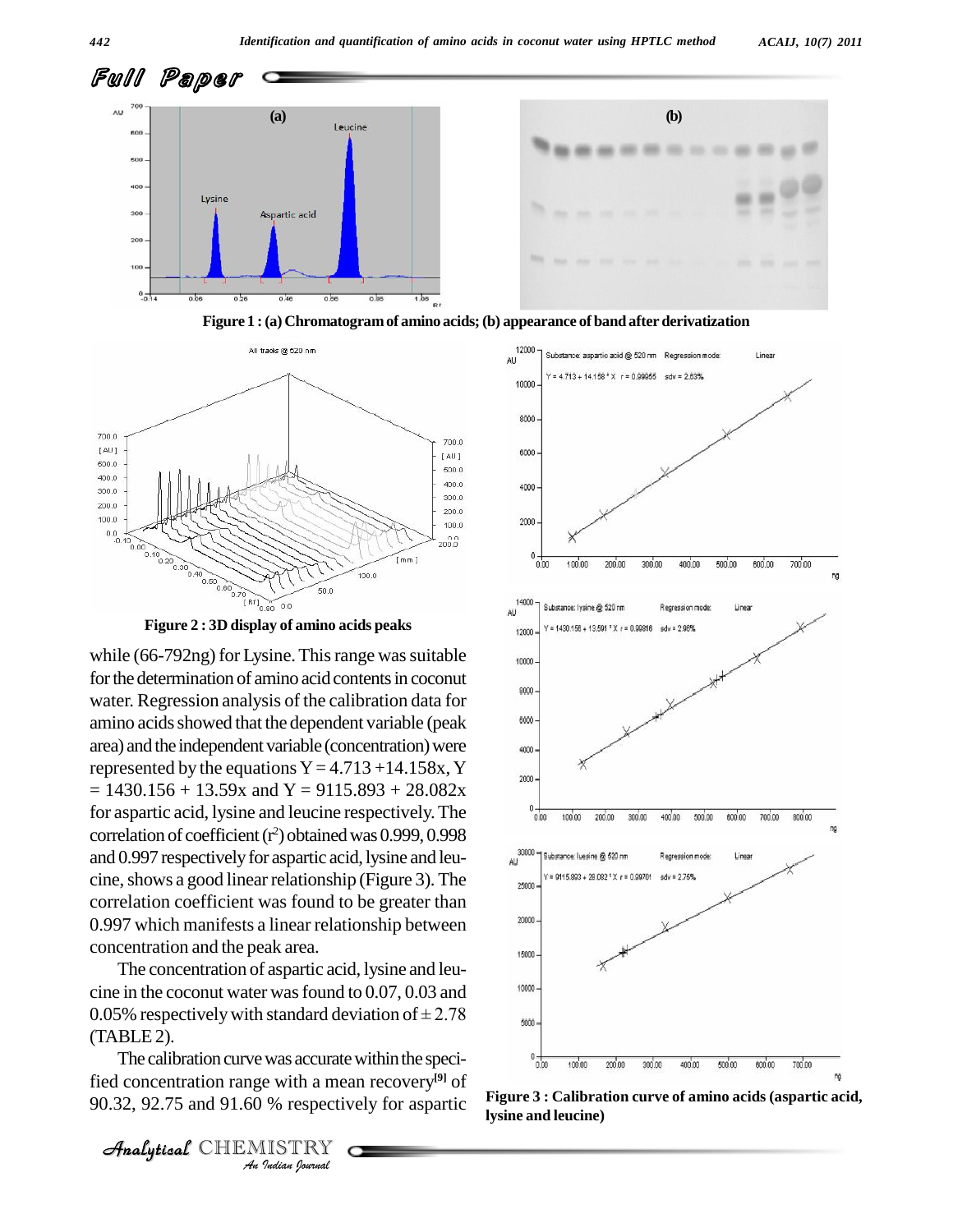Figure 1 : (a) Chromatogram of amino acids; (b) appearance of band after derivatization

Figure 2 : 3D display of amino acids peaks

while (66-792ng) for Lysine. This range was suitable for the determination of amino acid contents in coconut water. Regression analysis of the calibration data for amino acids showed that the dependent variable (peak area) and the independent variable (concentration) were represented by the equations $Y = 4.713 + 14.158x$, $Y = 1430.156 + 13.59x$ and $Y = 9115.893 + 28.082x$ for aspartic acid, lysine and leucine respectively. The correlation of coefficient ($r^2$) obtained was 0.999, 0.998 and 0.997 respectively for aspartic acid, lysine and leucine, shows a good linear relationship (Figure 3). The correlation coefficient was found to be greater than 0.997 which manifests a linear relationship between concentration and the peak area.

The concentration of aspartic acid, lysine and leucine in the coconut water was found to 0.07, 0.03 and 0.05% respectively with standard deviation of $\pm$ 2.78 (TABLE 2).

The calibration curve was accurate within the specified concentration range with a mean recovery[9] of 90.32, 92.75 and 91.60 % respectively for aspartic

Figure 3 : Calibration curve of amino acids (aspartic acid, lysine and leucine)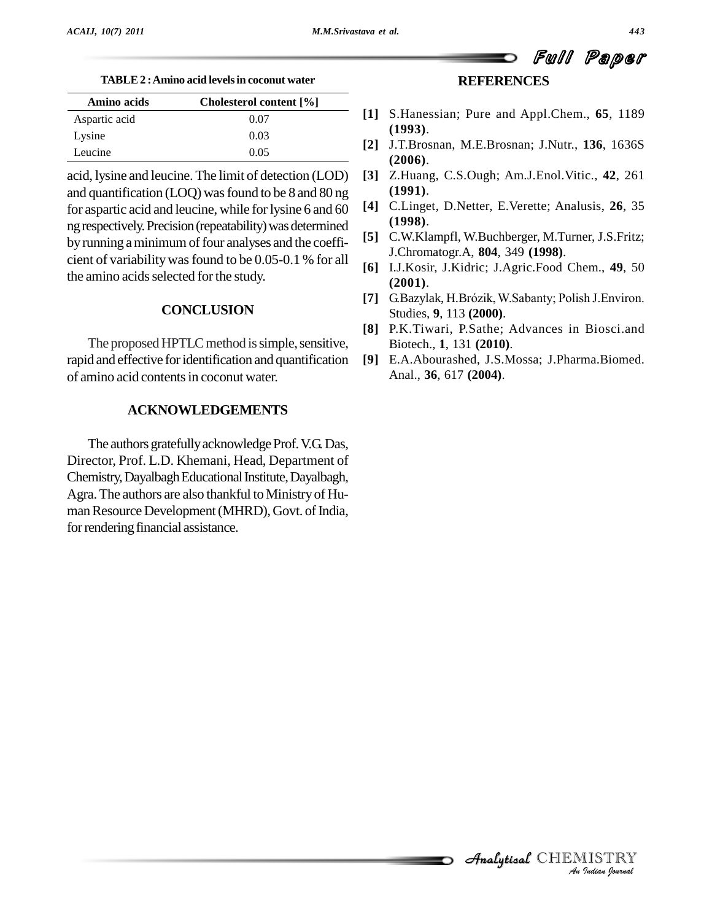**TABLE 2 : Amino acid levels in coconut water**

| Amino acids | Cholesterol content [%] |
| --- | --- |
| Aspartic acid | 0.07 |
| Lysine | 0.03 |
| Leucine | 0.05 |

acid, lysine and leucine. The limit of detection (LOD) and quantification (LOQ) was found to be 8 and 80 ng for aspartic acid and leucine, while for lysine 6 and 60 ng respectively. Precision (repeatability) was determined by running a minimum of four analyses and the coefficient of variability was found to be 0.05-0.1 % for all the amino acids selected for the study.

## CONCLUSION

The proposed HPTLC method is simple, sensitive, rapid and effective for identification and quantification of amino acid contents in coconut water.

## ACKNOWLEDGEMENTS

The authors gratefully acknowledge Prof. V.G. Das, Director, Prof. L.D. Khemani, Head, Department of Chemistry, Dayalbagh Educational Institute, Dayalbagh, Agra. The authors are also thankful to Ministry of Human Resource Development (MHRD), Govt. of India, for rendering financial assistance.

## REFERENCES

[1] S.Hanessian; Pure and Appl.Chem., **65**, 1189 **(1993)**.

[2] J.T.Brosnan, M.E.Brosnan; J.Nutr., **136**, 1636S **(2006)**.

[3] Z.Huang, C.S.Ough; Am.J.Enol.Vitic., **42**, 261 **(1991)**.

[4] C.Linget, D.Netter, E.Verette; Analusis, **26**, 35 **(1998)**.

[5] C.W.Klampfl, W.Buchberger, M.Turner, J.S.Fritz; J.Chromatogr.A, **804**, 349 **(1998)**.

[6] I.J.Kosir, J.Kidric; J.Agric.Food Chem., **49**, 50 **(2001)**.

[7] G.Bazylak, H.Brózik, W.Sabanty; Polish J.Environ. Studies, **9**, 113 **(2000)**.

[8] P.K.Tiwari, P.Sathe; Advances in Biosci.and Biotech., **1**, 131 **(2010)**.

[9] E.A.Abourashed, J.S.Mossa; J.Pharma.Biomed. Anal., **36**, 617 **(2004)**.